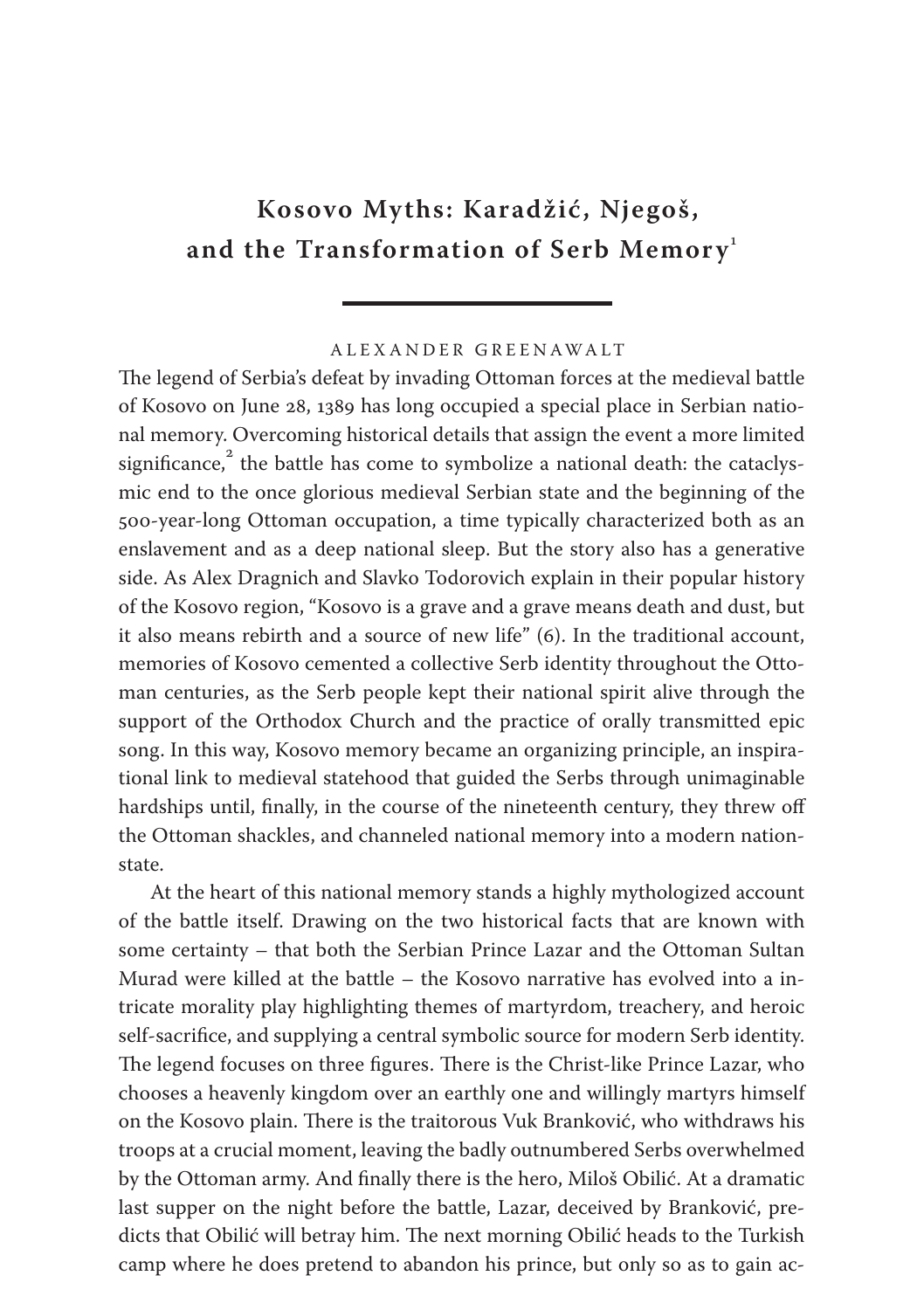# Kosovo Myths: Karadžić, Njegoš, and the Transformation of Serb Memory[1]

ALEXANDER GREENAWALT

The legend of Serbia's defeat by invading Ottoman forces at the medieval battle of Kosovo on June 28, 1389 has long occupied a special place in Serbian national memory. Overcoming historical details that assign the event a more limited significance,[2] the battle has come to symbolize a national death: the cataclysmic end to the once glorious medieval Serbian state and the beginning of the 500-year-long Ottoman occupation, a time typically characterized both as an enslavement and as a deep national sleep. But the story also has a generative side. As Alex Dragnich and Slavko Todorovich explain in their popular history of the Kosovo region, "Kosovo is a grave and a grave means death and dust, but it also means rebirth and a source of new life" (6). In the traditional account, memories of Kosovo cemented a collective Serb identity throughout the Ottoman centuries, as the Serb people kept their national spirit alive through the support of the Orthodox Church and the practice of orally transmitted epic song. In this way, Kosovo memory became an organizing principle, an inspirational link to medieval statehood that guided the Serbs through unimaginable hardships until, finally, in the course of the nineteenth century, they threw off the Ottoman shackles, and channeled national memory into a modern nation-state.

At the heart of this national memory stands a highly mythologized account of the battle itself. Drawing on the two historical facts that are known with some certainty – that both the Serbian Prince Lazar and the Ottoman Sultan Murad were killed at the battle – the Kosovo narrative has evolved into a intricate morality play highlighting themes of martyrdom, treachery, and heroic self-sacrifice, and supplying a central symbolic source for modern Serb identity. The legend focuses on three figures. There is the Christ-like Prince Lazar, who chooses a heavenly kingdom over an earthly one and willingly martyrs himself on the Kosovo plain. There is the traitorous Vuk Branković, who withdraws his troops at a crucial moment, leaving the badly outnumbered Serbs overwhelmed by the Ottoman army. And finally there is the hero, Miloš Obilić. At a dramatic last supper on the night before the battle, Lazar, deceived by Branković, predicts that Obilić will betray him. The next morning Obilić heads to the Turkish camp where he does pretend to abandon his prince, but only so as to gain ac-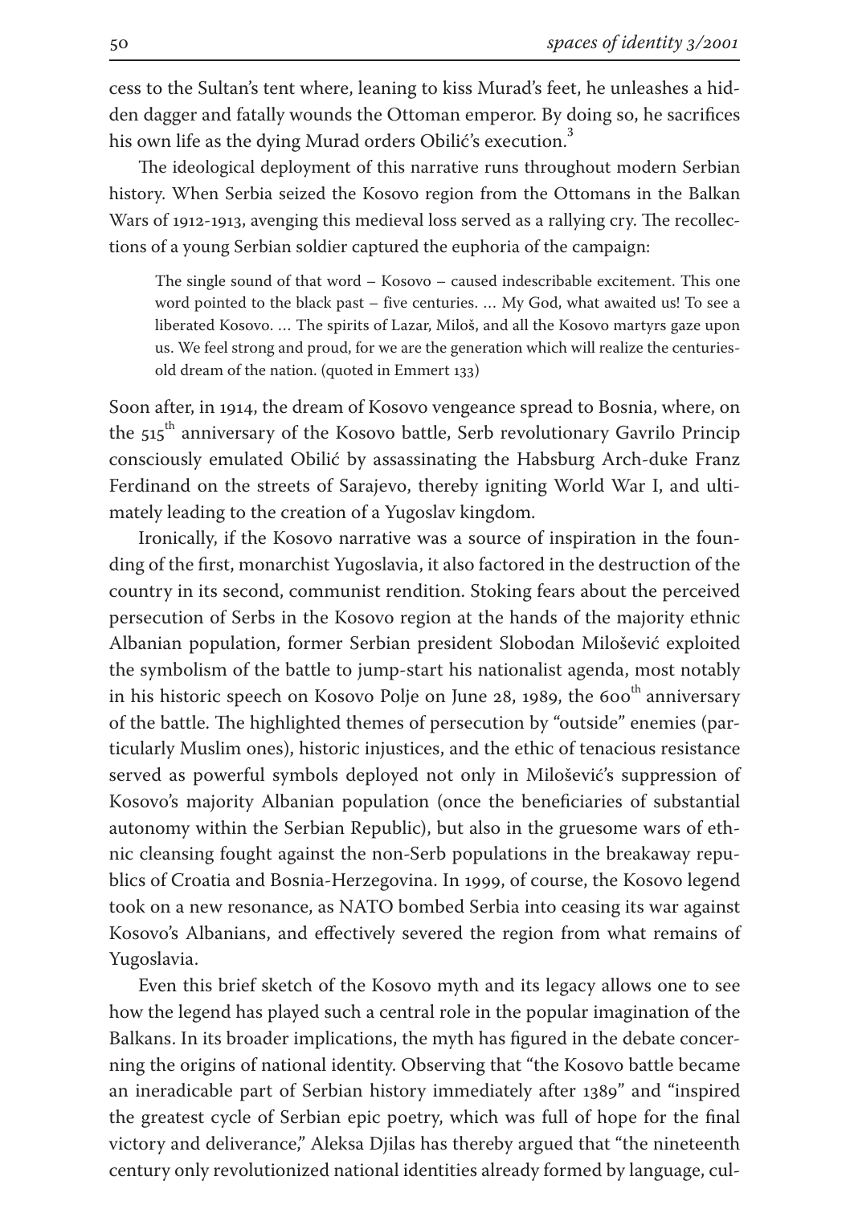cess to the Sultan's tent where, leaning to kiss Murad's feet, he unleashes a hidden dagger and fatally wounds the Ottoman emperor. By doing so, he sacrifices his own life as the dying Murad orders Obilić's execution.[3]

The ideological deployment of this narrative runs throughout modern Serbian history. When Serbia seized the Kosovo region from the Ottomans in the Balkan Wars of 1912-1913, avenging this medieval loss served as a rallying cry. The recollections of a young Serbian soldier captured the euphoria of the campaign:

> The single sound of that word – Kosovo – caused indescribable excitement. This one word pointed to the black past – five centuries. … My God, what awaited us! To see a liberated Kosovo. … The spirits of Lazar, Miloš, and all the Kosovo martyrs gaze upon us. We feel strong and proud, for we are the generation which will realize the centuries-old dream of the nation. (quoted in Emmert 133)

Soon after, in 1914, the dream of Kosovo vengeance spread to Bosnia, where, on the 515th anniversary of the Kosovo battle, Serb revolutionary Gavrilo Princip consciously emulated Obilić by assassinating the Habsburg Arch-duke Franz Ferdinand on the streets of Sarajevo, thereby igniting World War I, and ultimately leading to the creation of a Yugoslav kingdom.

Ironically, if the Kosovo narrative was a source of inspiration in the founding of the first, monarchist Yugoslavia, it also factored in the destruction of the country in its second, communist rendition. Stoking fears about the perceived persecution of Serbs in the Kosovo region at the hands of the majority ethnic Albanian population, former Serbian president Slobodan Milošević exploited the symbolism of the battle to jump-start his nationalist agenda, most notably in his historic speech on Kosovo Polje on June 28, 1989, the 600th anniversary of the battle. The highlighted themes of persecution by "outside" enemies (particularly Muslim ones), historic injustices, and the ethic of tenacious resistance served as powerful symbols deployed not only in Milošević's suppression of Kosovo's majority Albanian population (once the beneficiaries of substantial autonomy within the Serbian Republic), but also in the gruesome wars of ethnic cleansing fought against the non-Serb populations in the breakaway republics of Croatia and Bosnia-Herzegovina. In 1999, of course, the Kosovo legend took on a new resonance, as NATO bombed Serbia into ceasing its war against Kosovo's Albanians, and effectively severed the region from what remains of Yugoslavia.

Even this brief sketch of the Kosovo myth and its legacy allows one to see how the legend has played such a central role in the popular imagination of the Balkans. In its broader implications, the myth has figured in the debate concerning the origins of national identity. Observing that "the Kosovo battle became an ineradicable part of Serbian history immediately after 1389" and "inspired the greatest cycle of Serbian epic poetry, which was full of hope for the final victory and deliverance," Aleksa Djilas has thereby argued that "the nineteenth century only revolutionized national identities already formed by language, cul-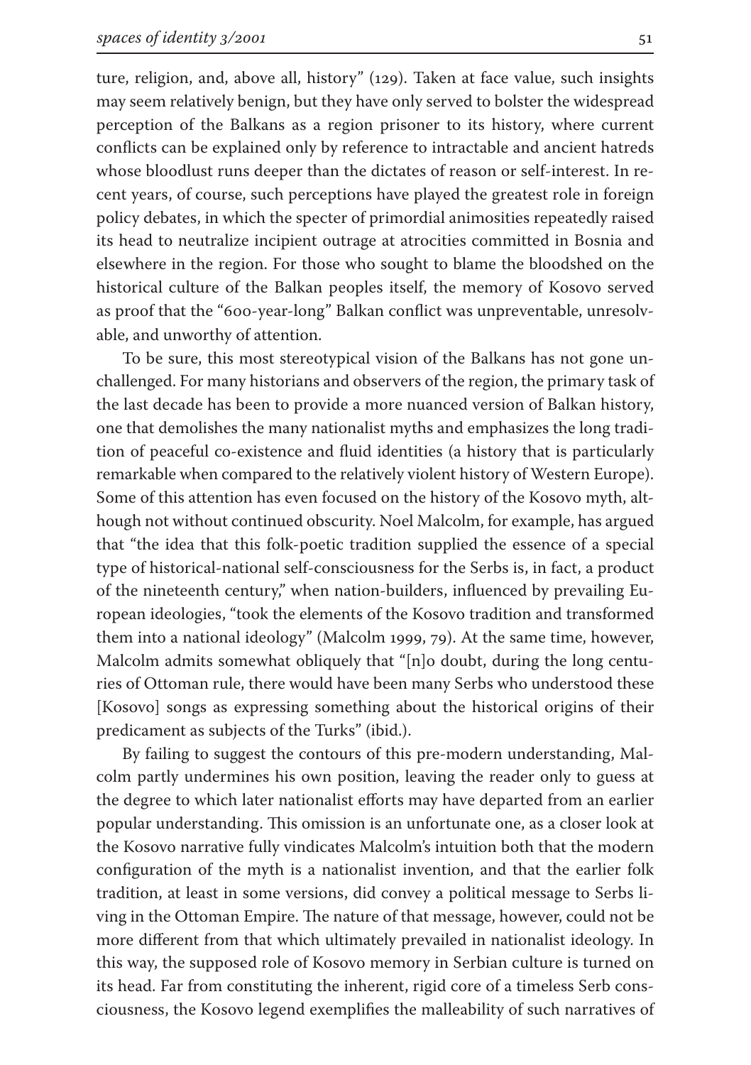ture, religion, and, above all, history" (129). Taken at face value, such insights may seem relatively benign, but they have only served to bolster the widespread perception of the Balkans as a region prisoner to its history, where current conflicts can be explained only by reference to intractable and ancient hatreds whose bloodlust runs deeper than the dictates of reason or self-interest. In recent years, of course, such perceptions have played the greatest role in foreign policy debates, in which the specter of primordial animosities repeatedly raised its head to neutralize incipient outrage at atrocities committed in Bosnia and elsewhere in the region. For those who sought to blame the bloodshed on the historical culture of the Balkan peoples itself, the memory of Kosovo served as proof that the "600-year-long" Balkan conflict was unpreventable, unresolvable, and unworthy of attention.

To be sure, this most stereotypical vision of the Balkans has not gone unchallenged. For many historians and observers of the region, the primary task of the last decade has been to provide a more nuanced version of Balkan history, one that demolishes the many nationalist myths and emphasizes the long tradition of peaceful co-existence and fluid identities (a history that is particularly remarkable when compared to the relatively violent history of Western Europe). Some of this attention has even focused on the history of the Kosovo myth, although not without continued obscurity. Noel Malcolm, for example, has argued that "the idea that this folk-poetic tradition supplied the essence of a special type of historical-national self-consciousness for the Serbs is, in fact, a product of the nineteenth century," when nation-builders, influenced by prevailing European ideologies, "took the elements of the Kosovo tradition and transformed them into a national ideology" (Malcolm 1999, 79). At the same time, however, Malcolm admits somewhat obliquely that "[n]o doubt, during the long centuries of Ottoman rule, there would have been many Serbs who understood these [Kosovo] songs as expressing something about the historical origins of their predicament as subjects of the Turks" (ibid.).

By failing to suggest the contours of this pre-modern understanding, Malcolm partly undermines his own position, leaving the reader only to guess at the degree to which later nationalist efforts may have departed from an earlier popular understanding. This omission is an unfortunate one, as a closer look at the Kosovo narrative fully vindicates Malcolm's intuition both that the modern configuration of the myth is a nationalist invention, and that the earlier folk tradition, at least in some versions, did convey a political message to Serbs living in the Ottoman Empire. The nature of that message, however, could not be more different from that which ultimately prevailed in nationalist ideology. In this way, the supposed role of Kosovo memory in Serbian culture is turned on its head. Far from constituting the inherent, rigid core of a timeless Serb consciousness, the Kosovo legend exemplifies the malleability of such narratives of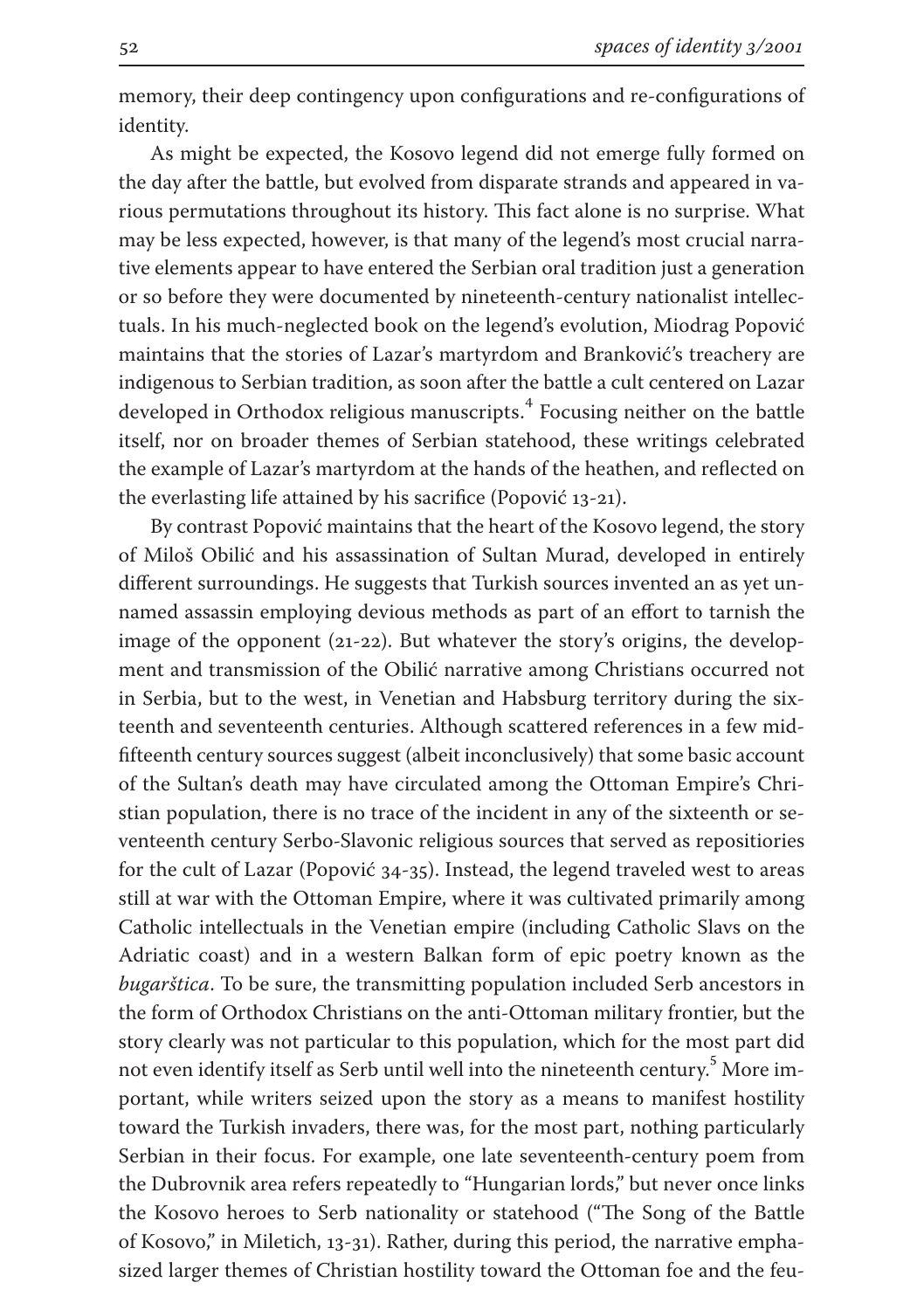memory, their deep contingency upon configurations and re-configurations of identity.

As might be expected, the Kosovo legend did not emerge fully formed on the day after the battle, but evolved from disparate strands and appeared in various permutations throughout its history. This fact alone is no surprise. What may be less expected, however, is that many of the legend's most crucial narrative elements appear to have entered the Serbian oral tradition just a generation or so before they were documented by nineteenth-century nationalist intellectuals. In his much-neglected book on the legend's evolution, Miodrag Popović maintains that the stories of Lazar's martyrdom and Branković's treachery are indigenous to Serbian tradition, as soon after the battle a cult centered on Lazar developed in Orthodox religious manuscripts.[4] Focusing neither on the battle itself, nor on broader themes of Serbian statehood, these writings celebrated the example of Lazar's martyrdom at the hands of the heathen, and reflected on the everlasting life attained by his sacrifice (Popović 13-21).

By contrast Popović maintains that the heart of the Kosovo legend, the story of Miloš Obilić and his assassination of Sultan Murad, developed in entirely different surroundings. He suggests that Turkish sources invented an as yet unnamed assassin employing devious methods as part of an effort to tarnish the image of the opponent (21-22). But whatever the story's origins, the development and transmission of the Obilić narrative among Christians occurred not in Serbia, but to the west, in Venetian and Habsburg territory during the sixteenth and seventeenth centuries. Although scattered references in a few mid-fifteenth century sources suggest (albeit inconclusively) that some basic account of the Sultan's death may have circulated among the Ottoman Empire's Christian population, there is no trace of the incident in any of the sixteenth or seventeenth century Serbo-Slavonic religious sources that served as repositiories for the cult of Lazar (Popović 34-35). Instead, the legend traveled west to areas still at war with the Ottoman Empire, where it was cultivated primarily among Catholic intellectuals in the Venetian empire (including Catholic Slavs on the Adriatic coast) and in a western Balkan form of epic poetry known as the *bugarštica*. To be sure, the transmitting population included Serb ancestors in the form of Orthodox Christians on the anti-Ottoman military frontier, but the story clearly was not particular to this population, which for the most part did not even identify itself as Serb until well into the nineteenth century.[5] More important, while writers seized upon the story as a means to manifest hostility toward the Turkish invaders, there was, for the most part, nothing particularly Serbian in their focus. For example, one late seventeenth-century poem from the Dubrovnik area refers repeatedly to "Hungarian lords," but never once links the Kosovo heroes to Serb nationality or statehood ("The Song of the Battle of Kosovo," in Miletich, 13-31). Rather, during this period, the narrative emphasized larger themes of Christian hostility toward the Ottoman foe and the feu-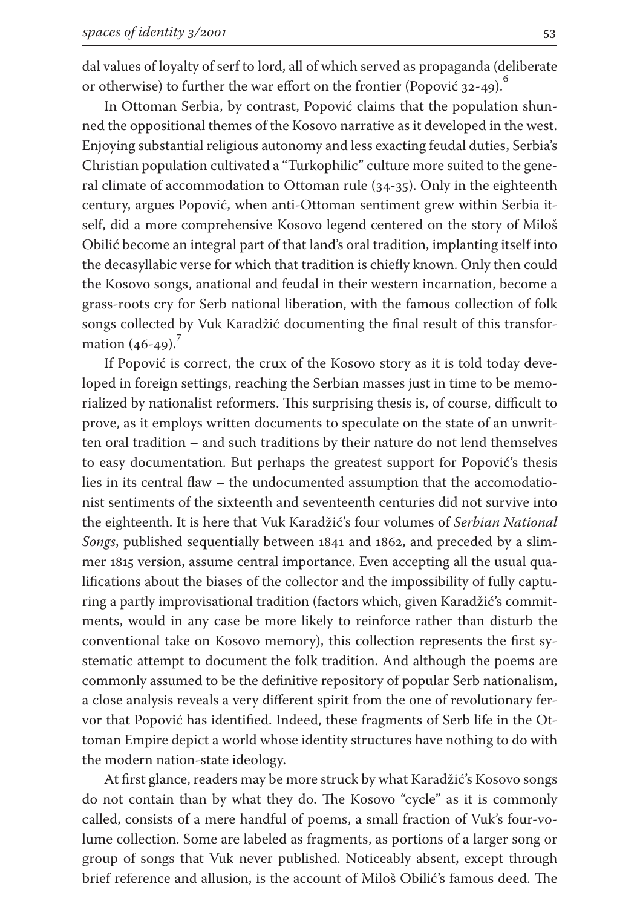dal values of loyalty of serf to lord, all of which served as propaganda (deliberate or otherwise) to further the war effort on the frontier (Popović 32-49).[6]

In Ottoman Serbia, by contrast, Popović claims that the population shunned the oppositional themes of the Kosovo narrative as it developed in the west. Enjoying substantial religious autonomy and less exacting feudal duties, Serbia's Christian population cultivated a "Turkophilic" culture more suited to the general climate of accommodation to Ottoman rule (34-35). Only in the eighteenth century, argues Popović, when anti-Ottoman sentiment grew within Serbia itself, did a more comprehensive Kosovo legend centered on the story of Miloš Obilić become an integral part of that land's oral tradition, implanting itself into the decasyllabic verse for which that tradition is chiefly known. Only then could the Kosovo songs, anational and feudal in their western incarnation, become a grass-roots cry for Serb national liberation, with the famous collection of folk songs collected by Vuk Karadžić documenting the final result of this transformation (46-49).[7]

If Popović is correct, the crux of the Kosovo story as it is told today developed in foreign settings, reaching the Serbian masses just in time to be memorialized by nationalist reformers. This surprising thesis is, of course, difficult to prove, as it employs written documents to speculate on the state of an unwritten oral tradition – and such traditions by their nature do not lend themselves to easy documentation. But perhaps the greatest support for Popović's thesis lies in its central flaw – the undocumented assumption that the accomodationist sentiments of the sixteenth and seventeenth centuries did not survive into the eighteenth. It is here that Vuk Karadžić's four volumes of *Serbian National Songs*, published sequentially between 1841 and 1862, and preceded by a slimmer 1815 version, assume central importance. Even accepting all the usual qualifications about the biases of the collector and the impossibility of fully capturing a partly improvisational tradition (factors which, given Karadžić's commitments, would in any case be more likely to reinforce rather than disturb the conventional take on Kosovo memory), this collection represents the first systematic attempt to document the folk tradition. And although the poems are commonly assumed to be the definitive repository of popular Serb nationalism, a close analysis reveals a very different spirit from the one of revolutionary fervor that Popović has identified. Indeed, these fragments of Serb life in the Ottoman Empire depict a world whose identity structures have nothing to do with the modern nation-state ideology.

At first glance, readers may be more struck by what Karadžić's Kosovo songs do not contain than by what they do. The Kosovo "cycle" as it is commonly called, consists of a mere handful of poems, a small fraction of Vuk's four-volume collection. Some are labeled as fragments, as portions of a larger song or group of songs that Vuk never published. Noticeably absent, except through brief reference and allusion, is the account of Miloš Obilić's famous deed. The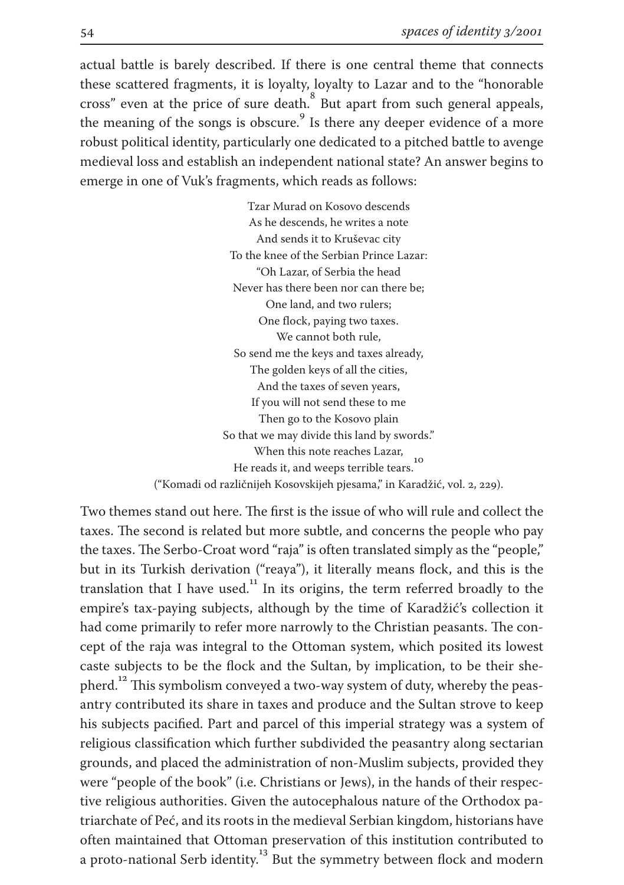actual battle is barely described. If there is one central theme that connects these scattered fragments, it is loyalty, loyalty to Lazar and to the "honorable cross" even at the price of sure death.[8] But apart from such general appeals, the meaning of the songs is obscure.[9] Is there any deeper evidence of a more robust political identity, particularly one dedicated to a pitched battle to avenge medieval loss and establish an independent national state? An answer begins to emerge in one of Vuk's fragments, which reads as follows:

> Tzar Murad on Kosovo descends  
> As he descends, he writes a note  
> And sends it to Kruševac city  
> To the knee of the Serbian Prince Lazar:  
> "Oh Lazar, of Serbia the head  
> Never has there been nor can there be;  
> One land, and two rulers;  
> One flock, paying two taxes.  
> We cannot both rule,  
> So send me the keys and taxes already,  
> The golden keys of all the cities,  
> And the taxes of seven years,  
> If you will not send these to me  
> Then go to the Kosovo plain  
> So that we may divide this land by swords."  
> When this note reaches Lazar,  
> He reads it, and weeps terrible tears.[10]  
> ("Komadi od različnijeh Kosovskijeh pjesama," in Karadžić, vol. 2, 229).

Two themes stand out here. The first is the issue of who will rule and collect the taxes. The second is related but more subtle, and concerns the people who pay the taxes. The Serbo-Croat word "raja" is often translated simply as the "people," but in its Turkish derivation ("reaya"), it literally means flock, and this is the translation that I have used.[11] In its origins, the term referred broadly to the empire's tax-paying subjects, although by the time of Karadžić's collection it had come primarily to refer more narrowly to the Christian peasants. The concept of the raja was integral to the Ottoman system, which posited its lowest caste subjects to be the flock and the Sultan, by implication, to be their shepherd.[12] This symbolism conveyed a two-way system of duty, whereby the peasantry contributed its share in taxes and produce and the Sultan strove to keep his subjects pacified. Part and parcel of this imperial strategy was a system of religious classification which further subdivided the peasantry along sectarian grounds, and placed the administration of non-Muslim subjects, provided they were "people of the book" (i.e. Christians or Jews), in the hands of their respective religious authorities. Given the autocephalous nature of the Orthodox patriarchate of Peć, and its roots in the medieval Serbian kingdom, historians have often maintained that Ottoman preservation of this institution contributed to a proto-national Serb identity.[13] But the symmetry between flock and modern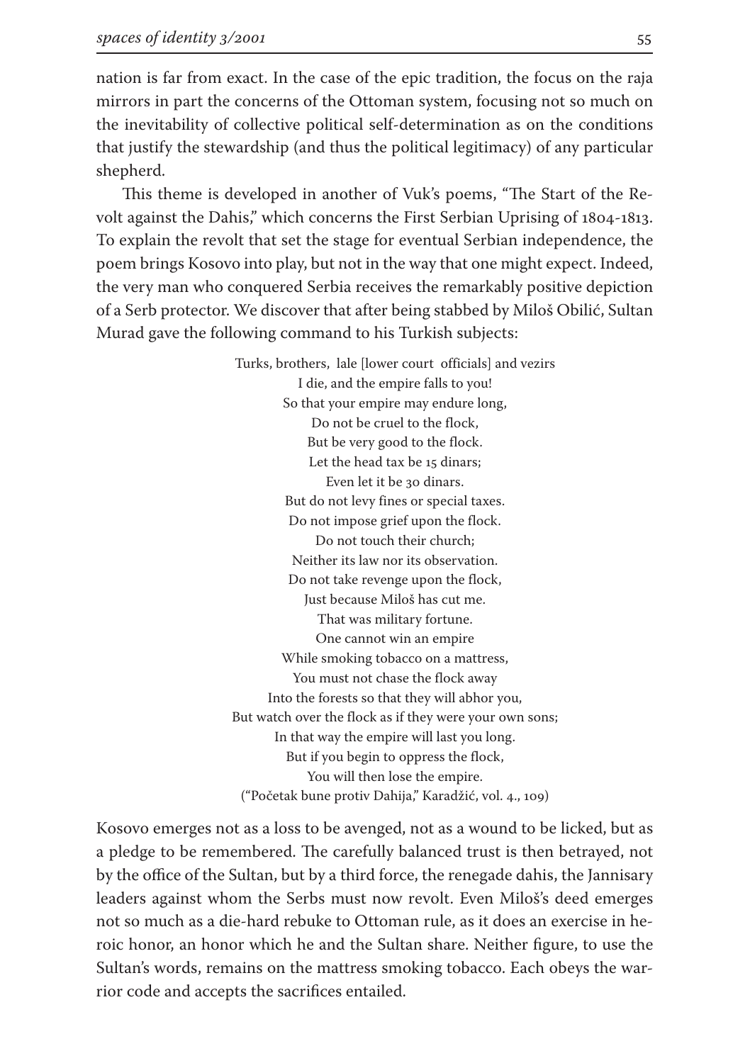nation is far from exact. In the case of the epic tradition, the focus on the raja mirrors in part the concerns of the Ottoman system, focusing not so much on the inevitability of collective political self-determination as on the conditions that justify the stewardship (and thus the political legitimacy) of any particular shepherd.

This theme is developed in another of Vuk's poems, "The Start of the Revolt against the Dahis," which concerns the First Serbian Uprising of 1804-1813. To explain the revolt that set the stage for eventual Serbian independence, the poem brings Kosovo into play, but not in the way that one might expect. Indeed, the very man who conquered Serbia receives the remarkably positive depiction of a Serb protector. We discover that after being stabbed by Miloš Obilić, Sultan Murad gave the following command to his Turkish subjects:

> Turks, brothers, lale [lower court officials] and vezirs
> I die, and the empire falls to you!
> So that your empire may endure long,
> Do not be cruel to the flock,
> But be very good to the flock.
> Let the head tax be 15 dinars;
> Even let it be 30 dinars.
> But do not levy fines or special taxes.
> Do not impose grief upon the flock.
> Do not touch their church;
> Neither its law nor its observation.
> Do not take revenge upon the flock,
> Just because Miloš has cut me.
> That was military fortune.
> One cannot win an empire
> While smoking tobacco on a mattress,
> You must not chase the flock away
> Into the forests so that they will abhor you,
> But watch over the flock as if they were your own sons;
> In that way the empire will last you long.
> But if you begin to oppress the flock,
> You will then lose the empire.
> ("Početak bune protiv Dahija," Karadžić, vol. 4., 109)

Kosovo emerges not as a loss to be avenged, not as a wound to be licked, but as a pledge to be remembered. The carefully balanced trust is then betrayed, not by the office of the Sultan, but by a third force, the renegade dahis, the Jannisary leaders against whom the Serbs must now revolt. Even Miloš's deed emerges not so much as a die-hard rebuke to Ottoman rule, as it does an exercise in heroic honor, an honor which he and the Sultan share. Neither figure, to use the Sultan's words, remains on the mattress smoking tobacco. Each obeys the warrior code and accepts the sacrifices entailed.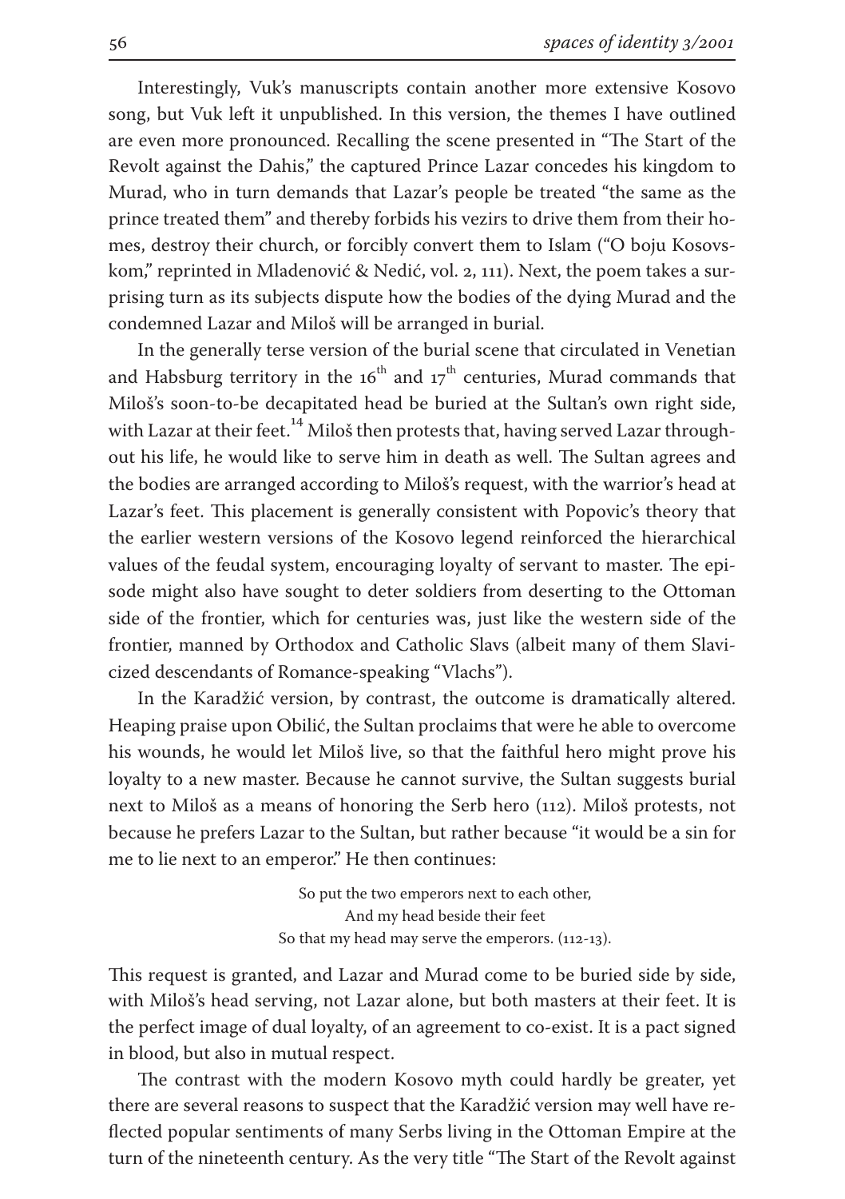Interestingly, Vuk's manuscripts contain another more extensive Kosovo song, but Vuk left it unpublished. In this version, the themes I have outlined are even more pronounced. Recalling the scene presented in "The Start of the Revolt against the Dahis," the captured Prince Lazar concedes his kingdom to Murad, who in turn demands that Lazar's people be treated "the same as the prince treated them" and thereby forbids his vezirs to drive them from their homes, destroy their church, or forcibly convert them to Islam ("O boju Kosovskom," reprinted in Mladenović & Nedić, vol. 2, 111). Next, the poem takes a surprising turn as its subjects dispute how the bodies of the dying Murad and the condemned Lazar and Miloš will be arranged in burial.

In the generally terse version of the burial scene that circulated in Venetian and Habsburg territory in the 16th and 17th centuries, Murad commands that Miloš's soon-to-be decapitated head be buried at the Sultan's own right side, with Lazar at their feet.[14] Miloš then protests that, having served Lazar throughout his life, he would like to serve him in death as well. The Sultan agrees and the bodies are arranged according to Miloš's request, with the warrior's head at Lazar's feet. This placement is generally consistent with Popovic's theory that the earlier western versions of the Kosovo legend reinforced the hierarchical values of the feudal system, encouraging loyalty of servant to master. The episode might also have sought to deter soldiers from deserting to the Ottoman side of the frontier, which for centuries was, just like the western side of the frontier, manned by Orthodox and Catholic Slavs (albeit many of them Slavicized descendants of Romance-speaking "Vlachs").

In the Karadžić version, by contrast, the outcome is dramatically altered. Heaping praise upon Obilić, the Sultan proclaims that were he able to overcome his wounds, he would let Miloš live, so that the faithful hero might prove his loyalty to a new master. Because he cannot survive, the Sultan suggests burial next to Miloš as a means of honoring the Serb hero (112). Miloš protests, not because he prefers Lazar to the Sultan, but rather because "it would be a sin for me to lie next to an emperor." He then continues:

> So put the two emperors next to each other,
> And my head beside their feet
> So that my head may serve the emperors. (112-13).

This request is granted, and Lazar and Murad come to be buried side by side, with Miloš's head serving, not Lazar alone, but both masters at their feet. It is the perfect image of dual loyalty, of an agreement to co-exist. It is a pact signed in blood, but also in mutual respect.

The contrast with the modern Kosovo myth could hardly be greater, yet there are several reasons to suspect that the Karadžić version may well have reflected popular sentiments of many Serbs living in the Ottoman Empire at the turn of the nineteenth century. As the very title "The Start of the Revolt against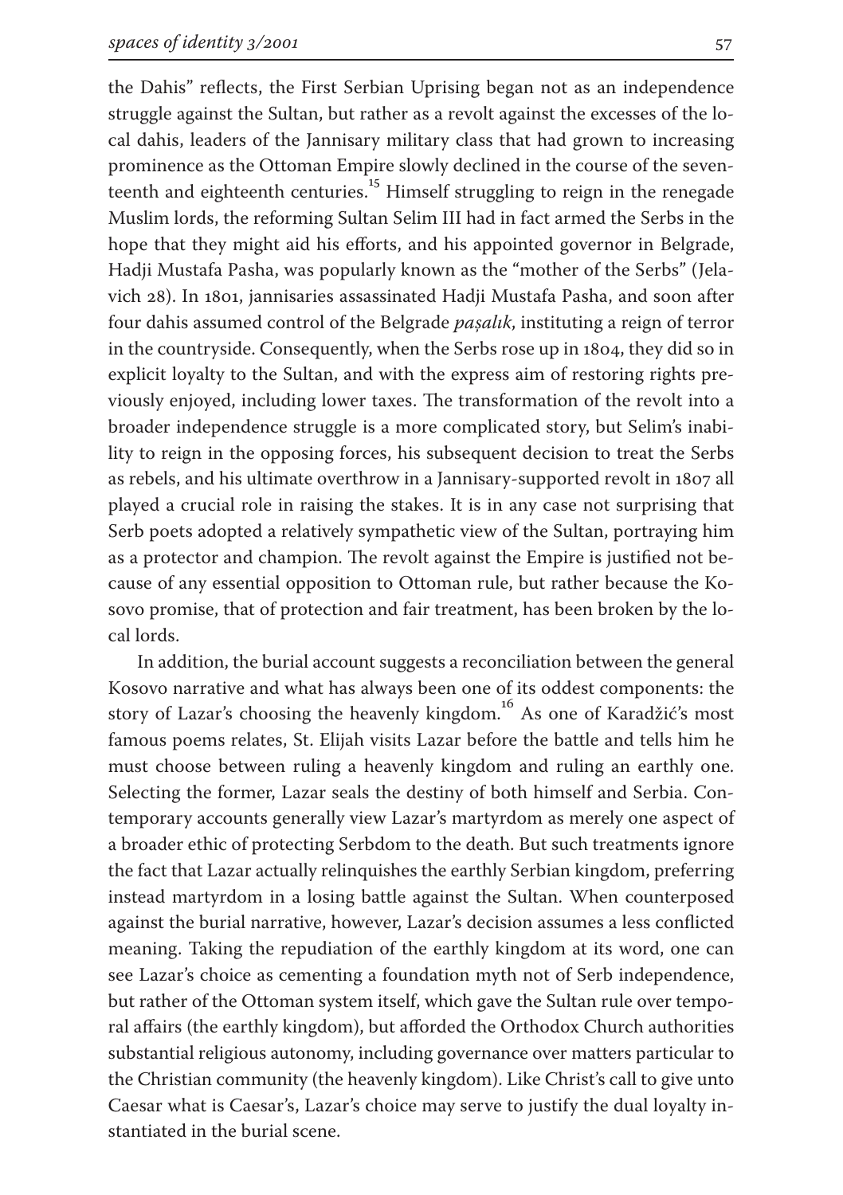the Dahis" reflects, the First Serbian Uprising began not as an independence struggle against the Sultan, but rather as a revolt against the excesses of the local dahis, leaders of the Jannisary military class that had grown to increasing prominence as the Ottoman Empire slowly declined in the course of the seventeenth and eighteenth centuries.[15] Himself struggling to reign in the renegade Muslim lords, the reforming Sultan Selim III had in fact armed the Serbs in the hope that they might aid his efforts, and his appointed governor in Belgrade, Hadji Mustafa Pasha, was popularly known as the "mother of the Serbs" (Jelavich 28). In 1801, jannisaries assassinated Hadji Mustafa Pasha, and soon after four dahis assumed control of the Belgrade *paşalık*, instituting a reign of terror in the countryside. Consequently, when the Serbs rose up in 1804, they did so in explicit loyalty to the Sultan, and with the express aim of restoring rights previously enjoyed, including lower taxes. The transformation of the revolt into a broader independence struggle is a more complicated story, but Selim's inability to reign in the opposing forces, his subsequent decision to treat the Serbs as rebels, and his ultimate overthrow in a Jannisary-supported revolt in 1807 all played a crucial role in raising the stakes. It is in any case not surprising that Serb poets adopted a relatively sympathetic view of the Sultan, portraying him as a protector and champion. The revolt against the Empire is justified not because of any essential opposition to Ottoman rule, but rather because the Kosovo promise, that of protection and fair treatment, has been broken by the local lords.

In addition, the burial account suggests a reconciliation between the general Kosovo narrative and what has always been one of its oddest components: the story of Lazar's choosing the heavenly kingdom.[16] As one of Karadžić's most famous poems relates, St. Elijah visits Lazar before the battle and tells him he must choose between ruling a heavenly kingdom and ruling an earthly one. Selecting the former, Lazar seals the destiny of both himself and Serbia. Contemporary accounts generally view Lazar's martyrdom as merely one aspect of a broader ethic of protecting Serbdom to the death. But such treatments ignore the fact that Lazar actually relinquishes the earthly Serbian kingdom, preferring instead martyrdom in a losing battle against the Sultan. When counterposed against the burial narrative, however, Lazar's decision assumes a less conflicted meaning. Taking the repudiation of the earthly kingdom at its word, one can see Lazar's choice as cementing a foundation myth not of Serb independence, but rather of the Ottoman system itself, which gave the Sultan rule over temporal affairs (the earthly kingdom), but afforded the Orthodox Church authorities substantial religious autonomy, including governance over matters particular to the Christian community (the heavenly kingdom). Like Christ's call to give unto Caesar what is Caesar's, Lazar's choice may serve to justify the dual loyalty instantiated in the burial scene.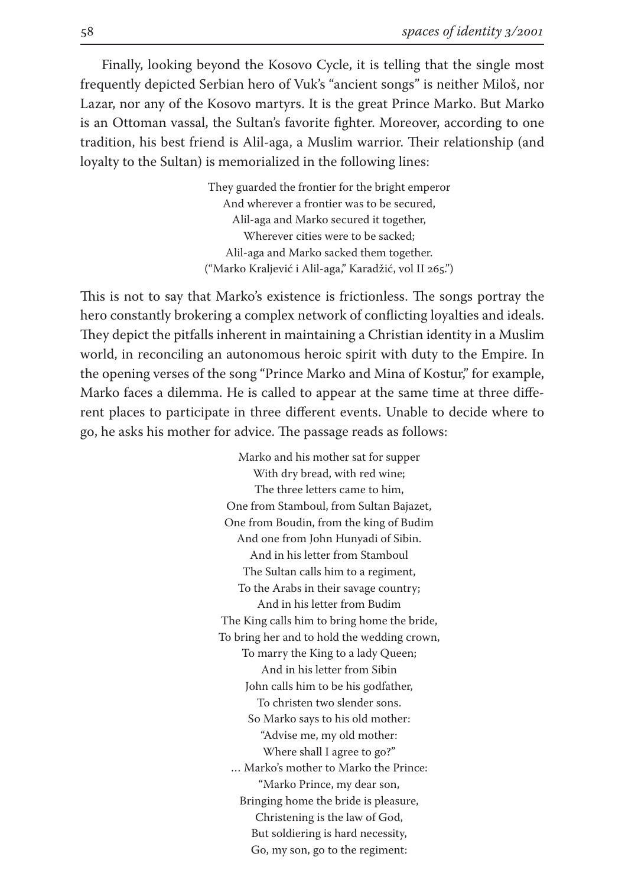Finally, looking beyond the Kosovo Cycle, it is telling that the single most frequently depicted Serbian hero of Vuk's "ancient songs" is neither Miloš, nor Lazar, nor any of the Kosovo martyrs. It is the great Prince Marko. But Marko is an Ottoman vassal, the Sultan's favorite fighter. Moreover, according to one tradition, his best friend is Alil-aga, a Muslim warrior. Their relationship (and loyalty to the Sultan) is memorialized in the following lines:

> They guarded the frontier for the bright emperor  
> And wherever a frontier was to be secured,  
> Alil-aga and Marko secured it together,  
> Wherever cities were to be sacked;  
> Alil-aga and Marko sacked them together.  
> ("Marko Kraljević i Alil-aga," Karadžić, vol II 265.")

This is not to say that Marko's existence is frictionless. The songs portray the hero constantly brokering a complex network of conflicting loyalties and ideals. They depict the pitfalls inherent in maintaining a Christian identity in a Muslim world, in reconciling an autonomous heroic spirit with duty to the Empire. In the opening verses of the song "Prince Marko and Mina of Kostur," for example, Marko faces a dilemma. He is called to appear at the same time at three different places to participate in three different events. Unable to decide where to go, he asks his mother for advice. The passage reads as follows:

> Marko and his mother sat for supper  
> With dry bread, with red wine;  
> The three letters came to him,  
> One from Stamboul, from Sultan Bajazet,  
> One from Boudin, from the king of Budim  
> And one from John Hunyadi of Sibin.  
> And in his letter from Stamboul  
> The Sultan calls him to a regiment,  
> To the Arabs in their savage country;  
> And in his letter from Budim  
> The King calls him to bring home the bride,  
> To bring her and to hold the wedding crown,  
> To marry the King to a lady Queen;  
> And in his letter from Sibin  
> John calls him to be his godfather,  
> To christen two slender sons.  
> So Marko says to his old mother:  
> "Advise me, my old mother:  
> Where shall I agree to go?"  
> … Marko's mother to Marko the Prince:  
> "Marko Prince, my dear son,  
> Bringing home the bride is pleasure,  
> Christening is the law of God,  
> But soldiering is hard necessity,  
> Go, my son, go to the regiment: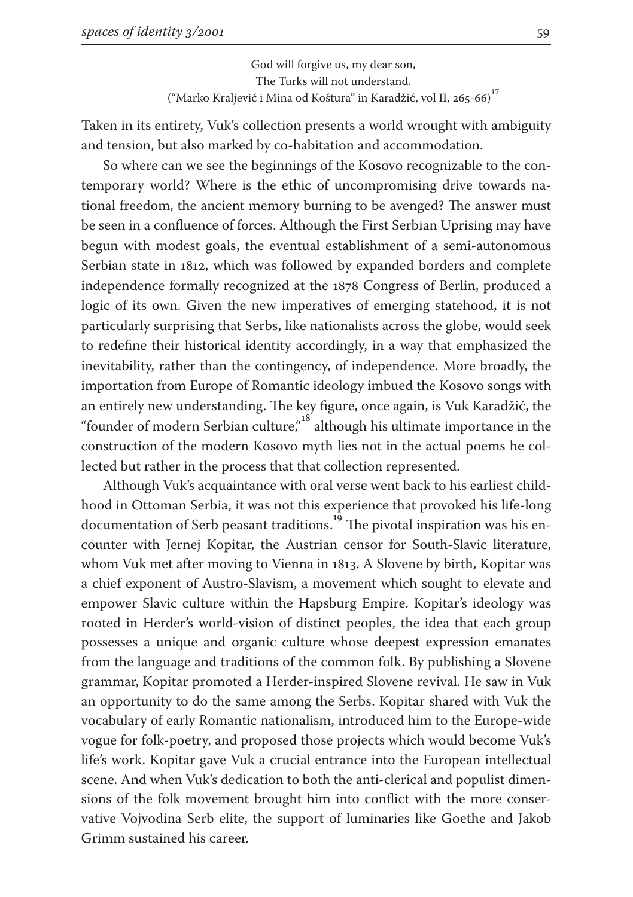God will forgive us, my dear son,  
The Turks will not understand.  
("Marko Kraljević i Mina od Koštura" in Karadžić, vol II, 265-66)[17]

Taken in its entirety, Vuk's collection presents a world wrought with ambiguity and tension, but also marked by co-habitation and accommodation.

So where can we see the beginnings of the Kosovo recognizable to the contemporary world? Where is the ethic of uncompromising drive towards national freedom, the ancient memory burning to be avenged? The answer must be seen in a confluence of forces. Although the First Serbian Uprising may have begun with modest goals, the eventual establishment of a semi-autonomous Serbian state in 1812, which was followed by expanded borders and complete independence formally recognized at the 1878 Congress of Berlin, produced a logic of its own. Given the new imperatives of emerging statehood, it is not particularly surprising that Serbs, like nationalists across the globe, would seek to redefine their historical identity accordingly, in a way that emphasized the inevitability, rather than the contingency, of independence. More broadly, the importation from Europe of Romantic ideology imbued the Kosovo songs with an entirely new understanding. The key figure, once again, is Vuk Karadžić, the "founder of modern Serbian culture,"[18] although his ultimate importance in the construction of the modern Kosovo myth lies not in the actual poems he collected but rather in the process that that collection represented.

Although Vuk's acquaintance with oral verse went back to his earliest childhood in Ottoman Serbia, it was not this experience that provoked his life-long documentation of Serb peasant traditions.[19] The pivotal inspiration was his encounter with Jernej Kopitar, the Austrian censor for South-Slavic literature, whom Vuk met after moving to Vienna in 1813. A Slovene by birth, Kopitar was a chief exponent of Austro-Slavism, a movement which sought to elevate and empower Slavic culture within the Hapsburg Empire. Kopitar's ideology was rooted in Herder's world-vision of distinct peoples, the idea that each group possesses a unique and organic culture whose deepest expression emanates from the language and traditions of the common folk. By publishing a Slovene grammar, Kopitar promoted a Herder-inspired Slovene revival. He saw in Vuk an opportunity to do the same among the Serbs. Kopitar shared with Vuk the vocabulary of early Romantic nationalism, introduced him to the Europe-wide vogue for folk-poetry, and proposed those projects which would become Vuk's life's work. Kopitar gave Vuk a crucial entrance into the European intellectual scene. And when Vuk's dedication to both the anti-clerical and populist dimensions of the folk movement brought him into conflict with the more conservative Vojvodina Serb elite, the support of luminaries like Goethe and Jakob Grimm sustained his career.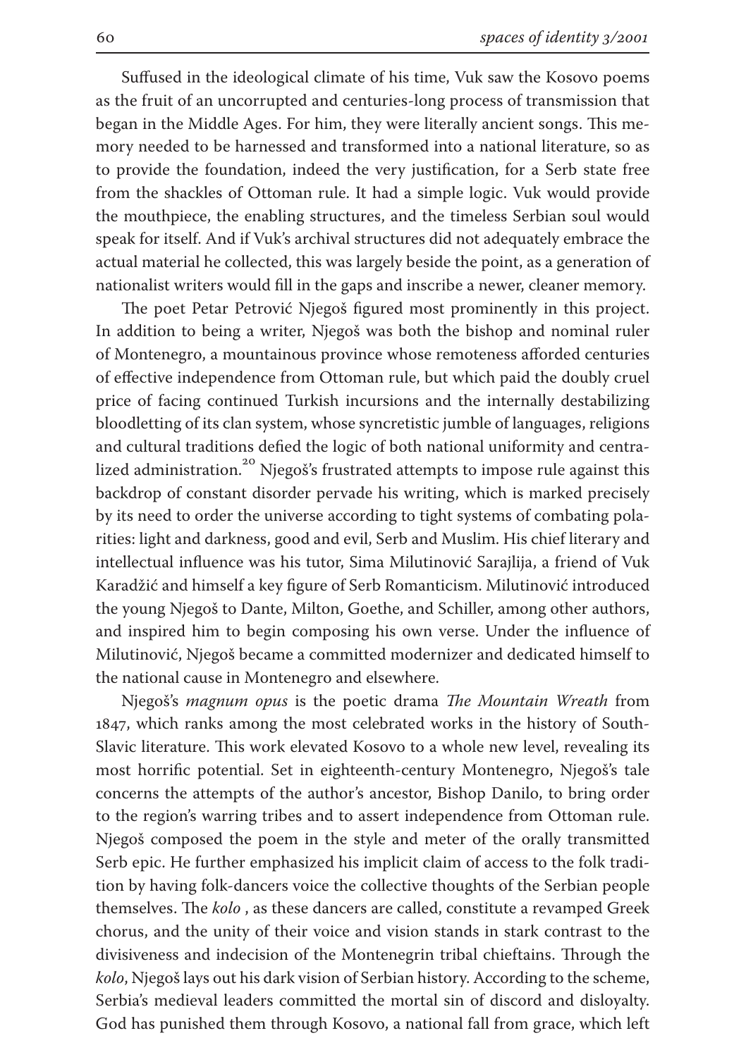Suffused in the ideological climate of his time, Vuk saw the Kosovo poems as the fruit of an uncorrupted and centuries-long process of transmission that began in the Middle Ages. For him, they were literally ancient songs. This memory needed to be harnessed and transformed into a national literature, so as to provide the foundation, indeed the very justification, for a Serb state free from the shackles of Ottoman rule. It had a simple logic. Vuk would provide the mouthpiece, the enabling structures, and the timeless Serbian soul would speak for itself. And if Vuk's archival structures did not adequately embrace the actual material he collected, this was largely beside the point, as a generation of nationalist writers would fill in the gaps and inscribe a newer, cleaner memory.

The poet Petar Petrović Njegoš figured most prominently in this project. In addition to being a writer, Njegoš was both the bishop and nominal ruler of Montenegro, a mountainous province whose remoteness afforded centuries of effective independence from Ottoman rule, but which paid the doubly cruel price of facing continued Turkish incursions and the internally destabilizing bloodletting of its clan system, whose syncretistic jumble of languages, religions and cultural traditions defied the logic of both national uniformity and centralized administration.[20] Njegoš's frustrated attempts to impose rule against this backdrop of constant disorder pervade his writing, which is marked precisely by its need to order the universe according to tight systems of combating polarities: light and darkness, good and evil, Serb and Muslim. His chief literary and intellectual influence was his tutor, Sima Milutinović Sarajlija, a friend of Vuk Karadžić and himself a key figure of Serb Romanticism. Milutinović introduced the young Njegoš to Dante, Milton, Goethe, and Schiller, among other authors, and inspired him to begin composing his own verse. Under the influence of Milutinović, Njegoš became a committed modernizer and dedicated himself to the national cause in Montenegro and elsewhere.

Njegoš's *magnum opus* is the poetic drama *The Mountain Wreath* from 1847, which ranks among the most celebrated works in the history of South-Slavic literature. This work elevated Kosovo to a whole new level, revealing its most horrific potential. Set in eighteenth-century Montenegro, Njegoš's tale concerns the attempts of the author's ancestor, Bishop Danilo, to bring order to the region's warring tribes and to assert independence from Ottoman rule. Njegoš composed the poem in the style and meter of the orally transmitted Serb epic. He further emphasized his implicit claim of access to the folk tradition by having folk-dancers voice the collective thoughts of the Serbian people themselves. The *kolo* , as these dancers are called, constitute a revamped Greek chorus, and the unity of their voice and vision stands in stark contrast to the divisiveness and indecision of the Montenegrin tribal chieftains. Through the *kolo*, Njegoš lays out his dark vision of Serbian history. According to the scheme, Serbia's medieval leaders committed the mortal sin of discord and disloyalty. God has punished them through Kosovo, a national fall from grace, which left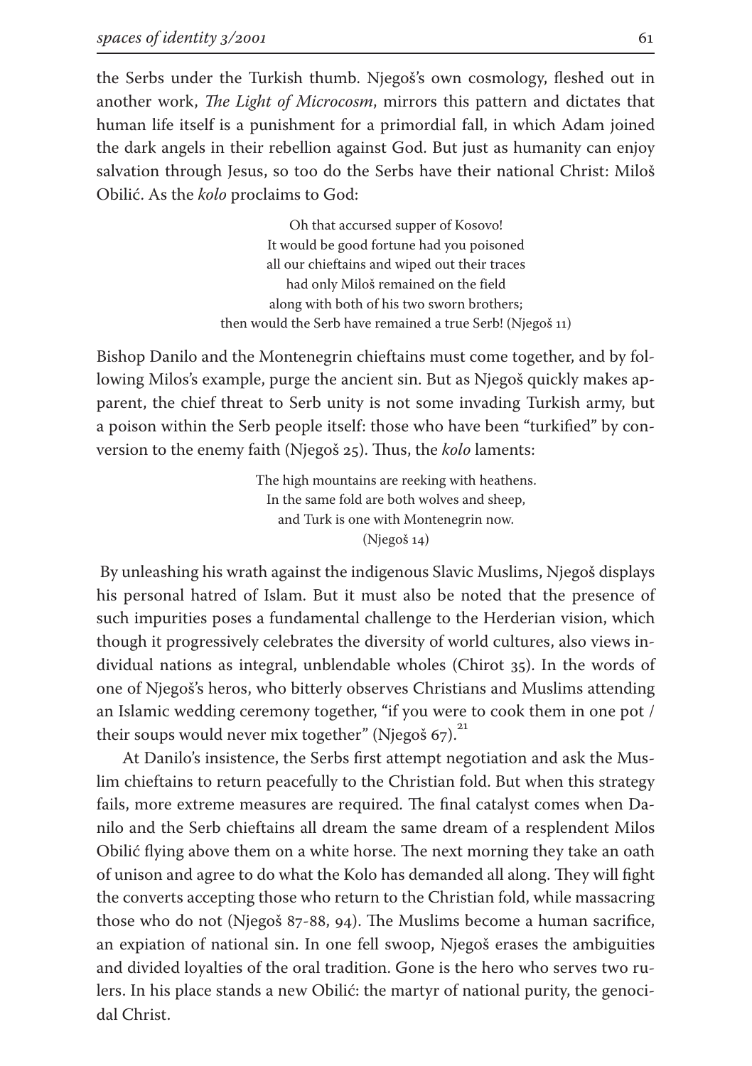the Serbs under the Turkish thumb. Njegoš's own cosmology, fleshed out in another work, *The Light of Microcosm*, mirrors this pattern and dictates that human life itself is a punishment for a primordial fall, in which Adam joined the dark angels in their rebellion against God. But just as humanity can enjoy salvation through Jesus, so too do the Serbs have their national Christ: Miloš Obilić. As the *kolo* proclaims to God:

> Oh that accursed supper of Kosovo!
> It would be good fortune had you poisoned
> all our chieftains and wiped out their traces
> had only Miloš remained on the field
> along with both of his two sworn brothers;
> then would the Serb have remained a true Serb! (Njegoš 11)

Bishop Danilo and the Montenegrin chieftains must come together, and by following Milos's example, purge the ancient sin. But as Njegoš quickly makes apparent, the chief threat to Serb unity is not some invading Turkish army, but a poison within the Serb people itself: those who have been "turkified" by conversion to the enemy faith (Njegoš 25). Thus, the *kolo* laments:

> The high mountains are reeking with heathens.
> In the same fold are both wolves and sheep,
> and Turk is one with Montenegrin now.
> (Njegoš 14)

By unleashing his wrath against the indigenous Slavic Muslims, Njegoš displays his personal hatred of Islam. But it must also be noted that the presence of such impurities poses a fundamental challenge to the Herderian vision, which though it progressively celebrates the diversity of world cultures, also views individual nations as integral, unblendable wholes (Chirot 35). In the words of one of Njegoš's heros, who bitterly observes Christians and Muslims attending an Islamic wedding ceremony together, "if you were to cook them in one pot / their soups would never mix together" (Njegoš 67).[21]

At Danilo's insistence, the Serbs first attempt negotiation and ask the Muslim chieftains to return peacefully to the Christian fold. But when this strategy fails, more extreme measures are required. The final catalyst comes when Danilo and the Serb chieftains all dream the same dream of a resplendent Milos Obilić flying above them on a white horse. The next morning they take an oath of unison and agree to do what the Kolo has demanded all along. They will fight the converts accepting those who return to the Christian fold, while massacring those who do not (Njegoš 87-88, 94). The Muslims become a human sacrifice, an expiation of national sin. In one fell swoop, Njegoš erases the ambiguities and divided loyalties of the oral tradition. Gone is the hero who serves two rulers. In his place stands a new Obilić: the martyr of national purity, the genocidal Christ.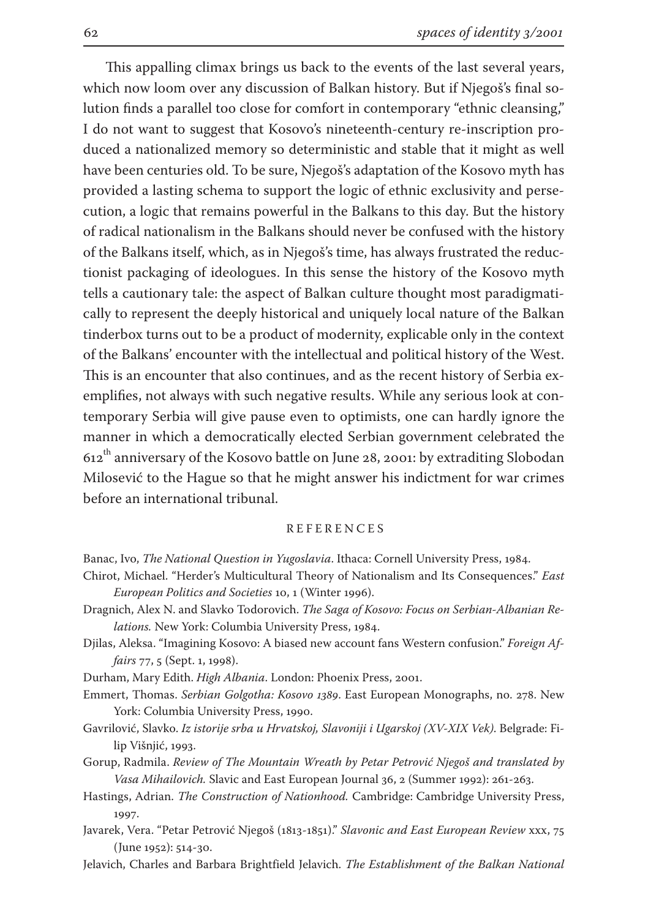This appalling climax brings us back to the events of the last several years, which now loom over any discussion of Balkan history. But if Njegoš's final solution finds a parallel too close for comfort in contemporary "ethnic cleansing," I do not want to suggest that Kosovo's nineteenth-century re-inscription produced a nationalized memory so deterministic and stable that it might as well have been centuries old. To be sure, Njegoš's adaptation of the Kosovo myth has provided a lasting schema to support the logic of ethnic exclusivity and persecution, a logic that remains powerful in the Balkans to this day. But the history of radical nationalism in the Balkans should never be confused with the history of the Balkans itself, which, as in Njegoš's time, has always frustrated the reductionist packaging of ideologues. In this sense the history of the Kosovo myth tells a cautionary tale: the aspect of Balkan culture thought most paradigmatically to represent the deeply historical and uniquely local nature of the Balkan tinderbox turns out to be a product of modernity, explicable only in the context of the Balkans' encounter with the intellectual and political history of the West. This is an encounter that also continues, and as the recent history of Serbia exemplifies, not always with such negative results. While any serious look at contemporary Serbia will give pause even to optimists, one can hardly ignore the manner in which a democratically elected Serbian government celebrated the 612th anniversary of the Kosovo battle on June 28, 2001: by extraditing Slobodan Milosević to the Hague so that he might answer his indictment for war crimes before an international tribunal.

## REFERENCES

Banac, Ivo, *The National Question in Yugoslavia*. Ithaca: Cornell University Press, 1984.

Chirot, Michael. "Herder's Multicultural Theory of Nationalism and Its Consequences." *East European Politics and Societies* 10, 1 (Winter 1996).

Dragnich, Alex N. and Slavko Todorovich. *The Saga of Kosovo: Focus on Serbian-Albanian Relations.* New York: Columbia University Press, 1984.

Djilas, Aleksa. "Imagining Kosovo: A biased new account fans Western confusion." *Foreign Affairs* 77, 5 (Sept. 1, 1998).

Durham, Mary Edith. *High Albania*. London: Phoenix Press, 2001.

Emmert, Thomas. *Serbian Golgotha: Kosovo 1389*. East European Monographs, no. 278. New York: Columbia University Press, 1990.

Gavrilović, Slavko. *Iz istorije srba u Hrvatskoj, Slavoniji i Ugarskoj (XV-XIX Vek)*. Belgrade: Filip Višnjić, 1993.

Gorup, Radmila. *Review of The Mountain Wreath by Petar Petrović Njegoš and translated by Vasa Mihailovich.* Slavic and East European Journal 36, 2 (Summer 1992): 261-263.

Hastings, Adrian. *The Construction of Nationhood.* Cambridge: Cambridge University Press, 1997.

Javarek, Vera. "Petar Petrović Njegoš (1813-1851)." *Slavonic and East European Review* xxx, 75 (June 1952): 514-30.

Jelavich, Charles and Barbara Brightfield Jelavich. *The Establishment of the Balkan National*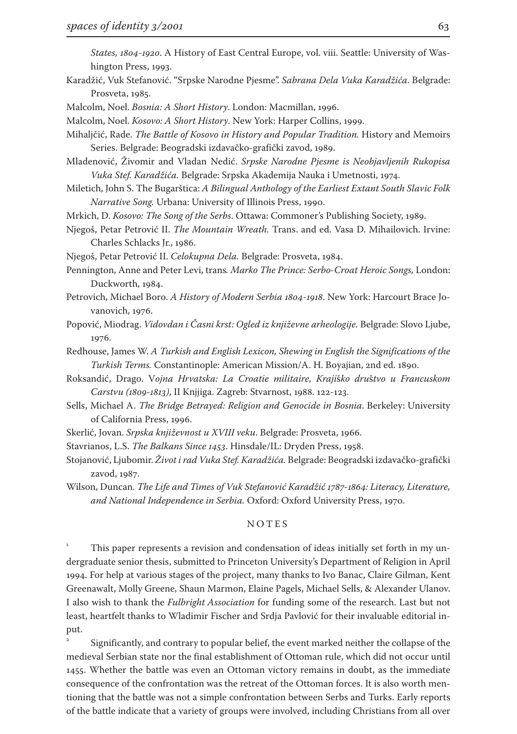*States, 1804-1920*. A History of East Central Europe, vol. viii. Seattle: University of Washington Press, 1993.

Karadžić, Vuk Stefanović. "Srpske Narodne Pjesme". *Sabrana Dela Vuka Karadžića*. Belgrade: Prosveta, 1985.

Malcolm, Noel. *Bosnia: A Short History*. London: Macmillan, 1996.

Malcolm, Noel. *Kosovo: A Short History*. New York: Harper Collins, 1999.

Mihaljčić, Rade. *The Battle of Kosovo in History and Popular Tradition.* History and Memoirs Series. Belgrade: Beogradski izdavačko-grafički zavod, 1989.

Mladenović, Živomir and Vladan Nedić. *Srpske Narodne Pjesme is Neobjavljenih Rukopisa Vuka Stef. Karadžića.* Belgrade: Srpska Akademija Nauka i Umetnosti, 1974.

Miletich, John S. The Bugarštica: *A Bilingual Anthology of the Earliest Extant South Slavic Folk Narrative Song.* Urbana: University of Illinois Press, 1990.

Mrkich, D. *Kosovo: The Song of the Serbs*. Ottawa: Commoner's Publishing Society, 1989.

Njegoš, Petar Petrović II. *The Mountain Wreath.* Trans. and ed. Vasa D. Mihailovich. Irvine: Charles Schlacks Jr., 1986.

Njegoš, Petar Petrović II. *Celokupna Dela.* Belgrade: Prosveta, 1984.

Pennington, Anne and Peter Levi, trans*. Marko The Prince: Serbo-Croat Heroic Songs,* London: Duckworth, 1984.

Petrovich, Michael Boro. *A History of Modern Serbia 1804-1918*. New York: Harcourt Brace Jovanovich, 1976.

Popović, Miodrag. *Vidovdan i Časni krst: Ogled iz književne arheologije.* Belgrade: Slovo Ljube, 1976.

Redhouse, James W. *A Turkish and English Lexicon, Shewing in English the Significations of the Turkish Terms.* Constantinople: American Mission/A. H. Boyajian, 2nd ed. 1890.

Roksandić, Drago. V*ojna Hrvatska: La Croatie militaire, Krajiško društvo u Francuskom Carstvu (1809-1813)*, II Knjjiga. Zagreb: Stvarnost, 1988. 122-123.

Sells, Michael A. *The Bridge Betrayed: Religion and Genocide in Bosnia*. Berkeley: University of California Press, 1996.

Skerlić, Jovan. *Srpska književnost u XVIII veku*. Belgrade: Prosveta, 1966.

Stavrianos, L.S. *The Balkans Since 1453*. Hinsdale/IL: Dryden Press, 1958.

Stojanović, Ljubomir. *Život i rad Vuka Stef. Karadžića.* Belgrade: Beogradski izdavačko-grafički zavod, 1987.

Wilson, Duncan. *The Life and Times of Vuk Stefanović Karadžić 1787-1864: Literacy, Literature, and National Independence in Serbia.* Oxford: Oxford University Press, 1970.

## NOTES

[1] This paper represents a revision and condensation of ideas initially set forth in my undergraduate senior thesis, submitted to Princeton University's Department of Religion in April 1994. For help at various stages of the project, many thanks to Ivo Banac, Claire Gilman, Kent Greenawalt, Molly Greene, Shaun Marmon, Elaine Pagels, Michael Sells, & Alexander Ulanov. I also wish to thank the *Fulbright Association* for funding some of the research. Last but not least, heartfelt thanks to Wladimir Fischer and Srdja Pavlović for their invaluable editorial input.

[2] Significantly, and contrary to popular belief, the event marked neither the collapse of the medieval Serbian state nor the final establishment of Ottoman rule, which did not occur until 1455. Whether the battle was even an Ottoman victory remains in doubt, as the immediate consequence of the confrontation was the retreat of the Ottoman forces. It is also worth mentioning that the battle was not a simple confrontation between Serbs and Turks. Early reports of the battle indicate that a variety of groups were involved, including Christians from all over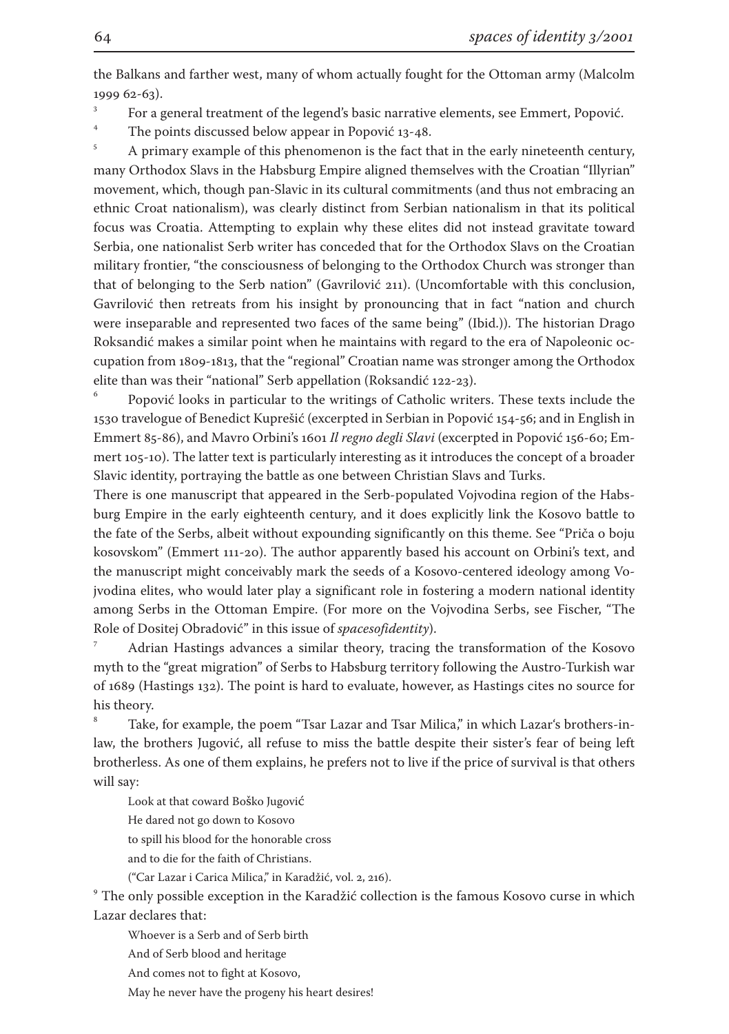the Balkans and farther west, many of whom actually fought for the Ottoman army (Malcolm 1999 62-63).

[3] For a general treatment of the legend's basic narrative elements, see Emmert, Popović.

[4] The points discussed below appear in Popović 13-48.

[5] A primary example of this phenomenon is the fact that in the early nineteenth century, many Orthodox Slavs in the Habsburg Empire aligned themselves with the Croatian "Illyrian" movement, which, though pan-Slavic in its cultural commitments (and thus not embracing an ethnic Croat nationalism), was clearly distinct from Serbian nationalism in that its political focus was Croatia. Attempting to explain why these elites did not instead gravitate toward Serbia, one nationalist Serb writer has conceded that for the Orthodox Slavs on the Croatian military frontier, "the consciousness of belonging to the Orthodox Church was stronger than that of belonging to the Serb nation" (Gavrilović 211). (Uncomfortable with this conclusion, Gavrilović then retreats from his insight by pronouncing that in fact "nation and church were inseparable and represented two faces of the same being" (Ibid.)). The historian Drago Roksandić makes a similar point when he maintains with regard to the era of Napoleonic occupation from 1809-1813, that the "regional" Croatian name was stronger among the Orthodox elite than was their "national" Serb appellation (Roksandić 122-23).

[6] Popović looks in particular to the writings of Catholic writers. These texts include the 1530 travelogue of Benedict Kuprešić (excerpted in Serbian in Popović 154-56; and in English in Emmert 85-86), and Mavro Orbini's 1601 *Il regno degli Slavi* (excerpted in Popović 156-60; Emmert 105-10). The latter text is particularly interesting as it introduces the concept of a broader Slavic identity, portraying the battle as one between Christian Slavs and Turks.

There is one manuscript that appeared in the Serb-populated Vojvodina region of the Habsburg Empire in the early eighteenth century, and it does explicitly link the Kosovo battle to the fate of the Serbs, albeit without expounding significantly on this theme. See "Priča o boju kosovskom" (Emmert 111-20). The author apparently based his account on Orbini's text, and the manuscript might conceivably mark the seeds of a Kosovo-centered ideology among Vojvodina elites, who would later play a significant role in fostering a modern national identity among Serbs in the Ottoman Empire. (For more on the Vojvodina Serbs, see Fischer, "The Role of Dositej Obradović" in this issue of *spacesofidentity*).

[7] Adrian Hastings advances a similar theory, tracing the transformation of the Kosovo myth to the "great migration" of Serbs to Habsburg territory following the Austro-Turkish war of 1689 (Hastings 132). The point is hard to evaluate, however, as Hastings cites no source for his theory.

[8] Take, for example, the poem "Tsar Lazar and Tsar Milica," in which Lazar's brothers-in-law, the brothers Jugović, all refuse to miss the battle despite their sister's fear of being left brotherless. As one of them explains, he prefers not to live if the price of survival is that others will say:

> Look at that coward Boško Jugović
> He dared not go down to Kosovo
> to spill his blood for the honorable cross
> and to die for the faith of Christians.
> ("Car Lazar i Carica Milica," in Karadžić, vol. 2, 216).

[9] The only possible exception in the Karadžić collection is the famous Kosovo curse in which Lazar declares that:

> Whoever is a Serb and of Serb birth
> And of Serb blood and heritage
> And comes not to fight at Kosovo,
> May he never have the progeny his heart desires!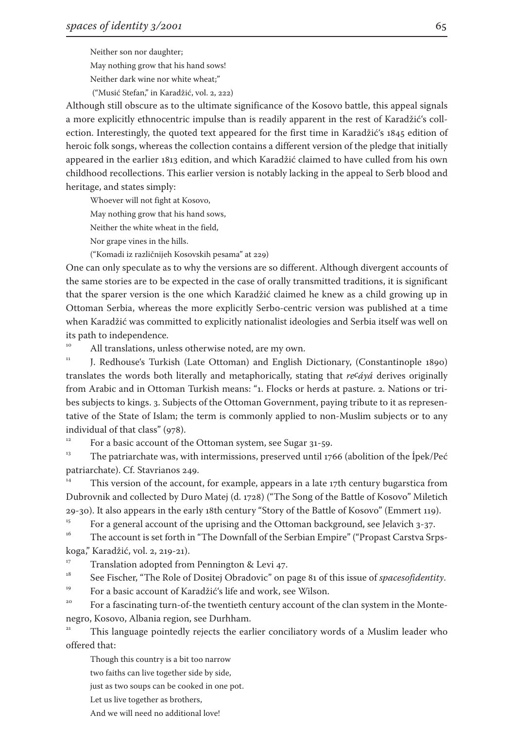Neither son nor daughter;

May nothing grow that his hand sows!

Neither dark wine nor white wheat;"

("Musić Stefan," in Karadžić, vol. 2, 222)

Although still obscure as to the ultimate significance of the Kosovo battle, this appeal signals a more explicitly ethnocentric impulse than is readily apparent in the rest of Karadžić's collection. Interestingly, the quoted text appeared for the first time in Karadžić's 1845 edition of heroic folk songs, whereas the collection contains a different version of the pledge that initially appeared in the earlier 1813 edition, and which Karadžić claimed to have culled from his own childhood recollections. This earlier version is notably lacking in the appeal to Serb blood and heritage, and states simply:

Whoever will not fight at Kosovo,

May nothing grow that his hand sows,

Neither the white wheat in the field,

Nor grape vines in the hills.

("Komadi iz različnijeh Kosovskih pesama" at 229)

One can only speculate as to why the versions are so different. Although divergent accounts of the same stories are to be expected in the case of orally transmitted traditions, it is significant that the sparer version is the one which Karadžić claimed he knew as a child growing up in Ottoman Serbia, whereas the more explicitly Serbo-centric version was published at a time when Karadžić was committed to explicitly nationalist ideologies and Serbia itself was well on its path to independence.

[10] All translations, unless otherwise noted, are my own.

[11] J. Redhouse's Turkish (Late Ottoman) and English Dictionary, (Constantinople 1890) translates the words both literally and metaphorically, stating that *re<sup>c</sup>áyá* derives originally from Arabic and in Ottoman Turkish means: "1. Flocks or herds at pasture. 2. Nations or tribes subjects to kings. 3. Subjects of the Ottoman Government, paying tribute to it as representative of the State of Islam; the term is commonly applied to non-Muslim subjects or to any individual of that class" (978).

[12] For a basic account of the Ottoman system, see Sugar 31-59.

[13] The patriarchate was, with intermissions, preserved until 1766 (abolition of the İpek/Peć patriarchate). Cf. Stavrianos 249.

[14] This version of the account, for example, appears in a late 17th century bugarstica from Dubrovnik and collected by Duro Matej (d. 1728) ("The Song of the Battle of Kosovo" Miletich 29-30). It also appears in the early 18th century "Story of the Battle of Kosovo" (Emmert 119).

[15] For a general account of the uprising and the Ottoman background, see Jelavich 3-37.

[16] The account is set forth in "The Downfall of the Serbian Empire" ("Propast Carstva Srpskoga," Karadžić, vol. 2, 219-21).

[17] Translation adopted from Pennington & Levi 47.

[18] See Fischer, "The Role of Dositej Obradovic" on page 81 of this issue of *spacesofidentity*.

[19] For a basic account of Karadžić's life and work, see Wilson.

[20] For a fascinating turn-of-the twentieth century account of the clan system in the Montenegro, Kosovo, Albania region, see Durhham.

[21] This language pointedly rejects the earlier conciliatory words of a Muslim leader who offered that:

Though this country is a bit too narrow

two faiths can live together side by side,

just as two soups can be cooked in one pot.

Let us live together as brothers,

And we will need no additional love!